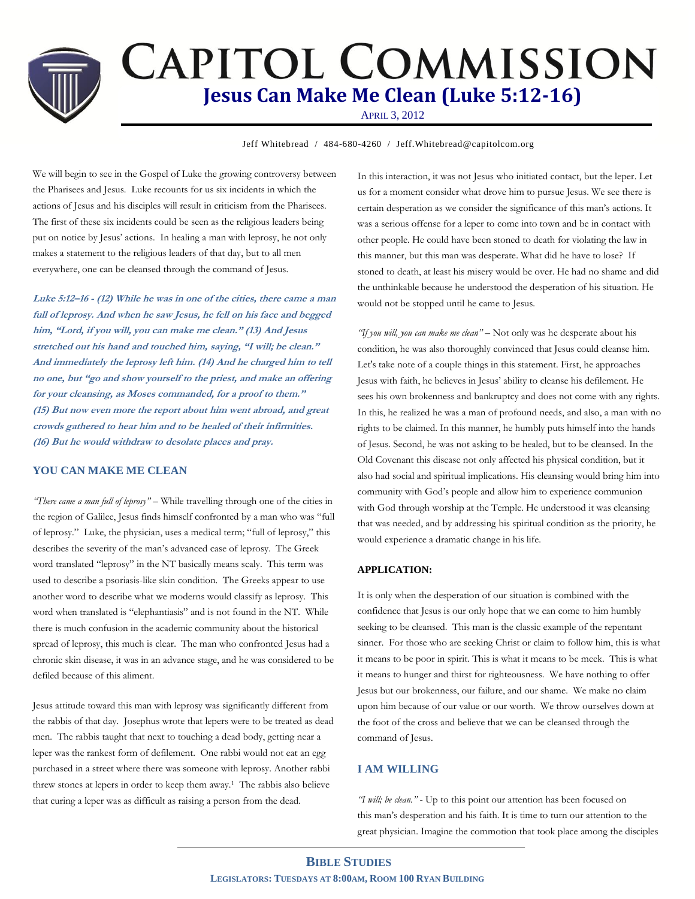# CAPITOL COMMISSION

## Jesus Can Make Me Clean (Luke 5:12-16)

APRIL 3, 2012

Jeff Whitebread / 484-680-4260 / Jeff.Whitebread@capitolcom.org

We will begin to see in the Gospel of Luke the growing controversy between the Pharisees and Jesus. Luke recounts for us six incidents in which the actions of Jesus and his disciples will result in criticism from the Pharisees. The first of these six incidents could be seen as the religious leaders being put on notice by Jesus' actions. In healing a man with leprosy, he not only makes a statement to the religious leaders of that day, but to all men everywhere, one can be cleansed through the command of Jesus.

***Luke 5:12–16 - (12) While he was in one of the cities, there came a man full of leprosy. And when he saw Jesus, he fell on his face and begged him, "Lord, if you will, you can make me clean." (13) And Jesus stretched out his hand and touched him, saying, "I will; be clean." And immediately the leprosy left him. (14) And he charged him to tell no one, but "go and show yourself to the priest, and make an offering for your cleansing, as Moses commanded, for a proof to them." (15) But now even more the report about him went abroad, and great crowds gathered to hear him and to be healed of their infirmities. (16) But he would withdraw to desolate places and pray.***

### YOU CAN MAKE ME CLEAN

*"There came a man full of leprosy"* – While travelling through one of the cities in the region of Galilee, Jesus finds himself confronted by a man who was "full of leprosy." Luke, the physician, uses a medical term; "full of leprosy," this describes the severity of the man's advanced case of leprosy. The Greek word translated "leprosy" in the NT basically means scaly. This term was used to describe a psoriasis-like skin condition. The Greeks appear to use another word to describe what we moderns would classify as leprosy. This word when translated is "elephantiasis" and is not found in the NT. While there is much confusion in the academic community about the historical spread of leprosy, this much is clear. The man who confronted Jesus had a chronic skin disease, it was in an advance stage, and he was considered to be defiled because of this aliment.

Jesus attitude toward this man with leprosy was significantly different from the rabbis of that day. Josephus wrote that lepers were to be treated as dead men. The rabbis taught that next to touching a dead body, getting near a leper was the rankest form of defilement. One rabbi would not eat an egg purchased in a street where there was someone with leprosy. Another rabbi threw stones at lepers in order to keep them away.[1] The rabbis also believe that curing a leper was as difficult as raising a person from the dead.

In this interaction, it was not Jesus who initiated contact, but the leper. Let us for a moment consider what drove him to pursue Jesus. We see there is certain desperation as we consider the significance of this man's actions. It was a serious offense for a leper to come into town and be in contact with other people. He could have been stoned to death for violating the law in this manner, but this man was desperate. What did he have to lose? If stoned to death, at least his misery would be over. He had no shame and did the unthinkable because he understood the desperation of his situation. He would not be stopped until he came to Jesus.

*"If you will, you can make me clean"* – Not only was he desperate about his condition, he was also thoroughly convinced that Jesus could cleanse him. Let's take note of a couple things in this statement. First, he approaches Jesus with faith, he believes in Jesus' ability to cleanse his defilement. He sees his own brokenness and bankruptcy and does not come with any rights. In this, he realized he was a man of profound needs, and also, a man with no rights to be claimed. In this manner, he humbly puts himself into the hands of Jesus. Second, he was not asking to be healed, but to be cleansed. In the Old Covenant this disease not only affected his physical condition, but it also had social and spiritual implications. His cleansing would bring him into community with God's people and allow him to experience communion with God through worship at the Temple. He understood it was cleansing that was needed, and by addressing his spiritual condition as the priority, he would experience a dramatic change in his life.

**APPLICATION:**

It is only when the desperation of our situation is combined with the confidence that Jesus is our only hope that we can come to him humbly seeking to be cleansed. This man is the classic example of the repentant sinner. For those who are seeking Christ or claim to follow him, this is what it means to be poor in spirit. This is what it means to be meek. This is what it means to hunger and thirst for righteousness. We have nothing to offer Jesus but our brokenness, our failure, and our shame. We make no claim upon him because of our value or our worth. We throw ourselves down at the foot of the cross and believe that we can be cleansed through the command of Jesus.

### I AM WILLING

*"I will; be clean."* - Up to this point our attention has been focused on this man's desperation and his faith. It is time to turn our attention to the great physician. Imagine the commotion that took place among the disciples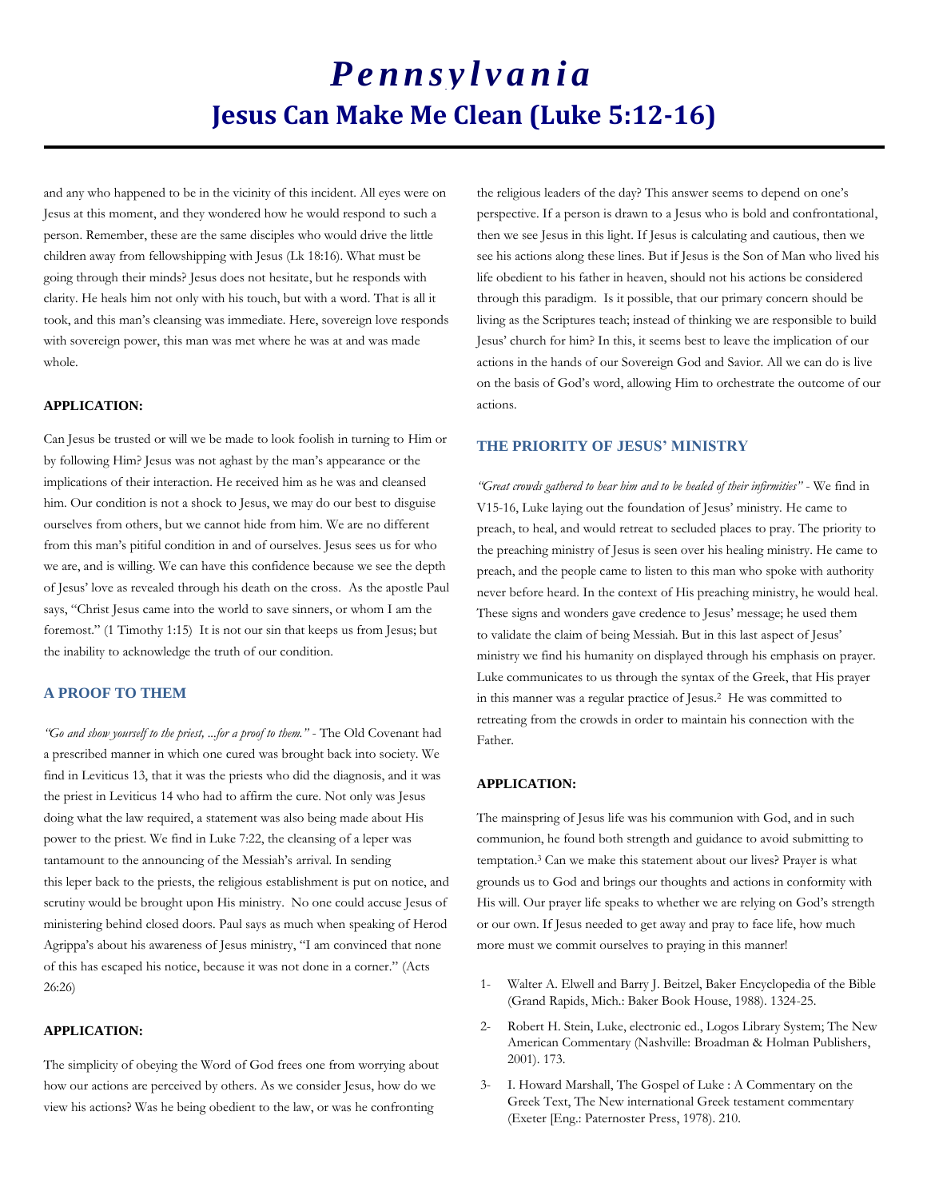# *Pennsylvania*

## Jesus Can Make Me Clean (Luke 5:12-16)

and any who happened to be in the vicinity of this incident. All eyes were on Jesus at this moment, and they wondered how he would respond to such a person. Remember, these are the same disciples who would drive the little children away from fellowshipping with Jesus (Lk 18:16). What must be going through their minds? Jesus does not hesitate, but he responds with clarity. He heals him not only with his touch, but with a word. That is all it took, and this man's cleansing was immediate. Here, sovereign love responds with sovereign power, this man was met where he was at and was made whole.

**APPLICATION:**

Can Jesus be trusted or will we be made to look foolish in turning to Him or by following Him? Jesus was not aghast by the man's appearance or the implications of their interaction. He received him as he was and cleansed him. Our condition is not a shock to Jesus, we may do our best to disguise ourselves from others, but we cannot hide from him. We are no different from this man's pitiful condition in and of ourselves. Jesus sees us for who we are, and is willing. We can have this confidence because we see the depth of Jesus' love as revealed through his death on the cross. As the apostle Paul says, "Christ Jesus came into the world to save sinners, or whom I am the foremost." (1 Timothy 1:15) It is not our sin that keeps us from Jesus; but the inability to acknowledge the truth of our condition.

### A PROOF TO THEM

*"Go and show yourself to the priest, ...for a proof to them."* - The Old Covenant had a prescribed manner in which one cured was brought back into society. We find in Leviticus 13, that it was the priests who did the diagnosis, and it was the priest in Leviticus 14 who had to affirm the cure. Not only was Jesus doing what the law required, a statement was also being made about His power to the priest. We find in Luke 7:22, the cleansing of a leper was tantamount to the announcing of the Messiah's arrival. In sending this leper back to the priests, the religious establishment is put on notice, and scrutiny would be brought upon His ministry. No one could accuse Jesus of ministering behind closed doors. Paul says as much when speaking of Herod Agrippa's about his awareness of Jesus ministry, "I am convinced that none of this has escaped his notice, because it was not done in a corner." (Acts 26:26)

**APPLICATION:**

The simplicity of obeying the Word of God frees one from worrying about how our actions are perceived by others. As we consider Jesus, how do we view his actions? Was he being obedient to the law, or was he confronting the religious leaders of the day? This answer seems to depend on one's perspective. If a person is drawn to a Jesus who is bold and confrontational, then we see Jesus in this light. If Jesus is calculating and cautious, then we see his actions along these lines. But if Jesus is the Son of Man who lived his life obedient to his father in heaven, should not his actions be considered through this paradigm. Is it possible, that our primary concern should be living as the Scriptures teach; instead of thinking we are responsible to build Jesus' church for him? In this, it seems best to leave the implication of our actions in the hands of our Sovereign God and Savior. All we can do is live on the basis of God's word, allowing Him to orchestrate the outcome of our actions.

### THE PRIORITY OF JESUS' MINISTRY

*"Great crowds gathered to hear him and to be healed of their infirmities"* - We find in V15-16, Luke laying out the foundation of Jesus' ministry. He came to preach, to heal, and would retreat to secluded places to pray. The priority to the preaching ministry of Jesus is seen over his healing ministry. He came to preach, and the people came to listen to this man who spoke with authority never before heard. In the context of His preaching ministry, he would heal. These signs and wonders gave credence to Jesus' message; he used them to validate the claim of being Messiah. But in this last aspect of Jesus' ministry we find his humanity on displayed through his emphasis on prayer. Luke communicates to us through the syntax of the Greek, that His prayer in this manner was a regular practice of Jesus.[2] He was committed to retreating from the crowds in order to maintain his connection with the Father.

**APPLICATION:**

The mainspring of Jesus life was his communion with God, and in such communion, he found both strength and guidance to avoid submitting to temptation.[3] Can we make this statement about our lives? Prayer is what grounds us to God and brings our thoughts and actions in conformity with His will. Our prayer life speaks to whether we are relying on God's strength or our own. If Jesus needed to get away and pray to face life, how much more must we commit ourselves to praying in this manner!

1- Walter A. Elwell and Barry J. Beitzel, Baker Encyclopedia of the Bible (Grand Rapids, Mich.: Baker Book House, 1988). 1324-25.

2- Robert H. Stein, Luke, electronic ed., Logos Library System; The New American Commentary (Nashville: Broadman & Holman Publishers, 2001). 173.

3- I. Howard Marshall, The Gospel of Luke : A Commentary on the Greek Text, The New international Greek testament commentary (Exeter [Eng.: Paternoster Press, 1978). 210.